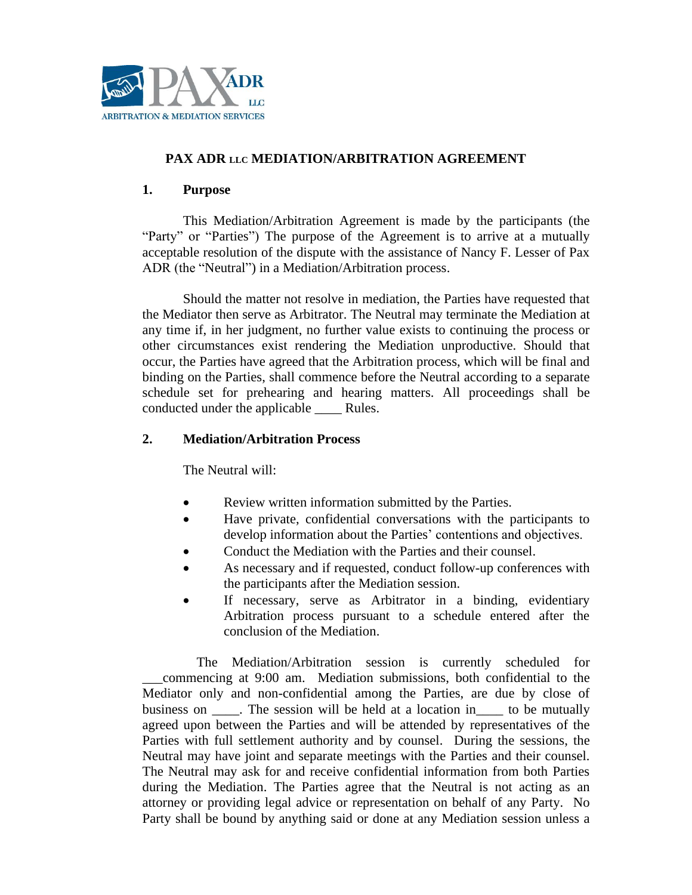# PAX ADR LLC MEDIATION/ARBITRATION AGREEMENT

## 1. Purpose

This Mediation/Arbitration Agreement is made by the participants (the "Party" or "Parties") The purpose of the Agreement is to arrive at a mutually acceptable resolution of the dispute with the assistance of Nancy F. Lesser of Pax ADR (the "Neutral") in a Mediation/Arbitration process.

Should the matter not resolve in mediation, the Parties have requested that the Mediator then serve as Arbitrator. The Neutral may terminate the Mediation at any time if, in her judgment, no further value exists to continuing the process or other circumstances exist rendering the Mediation unproductive. Should that occur, the Parties have agreed that the Arbitration process, which will be final and binding on the Parties, shall commence before the Neutral according to a separate schedule set for prehearing and hearing matters. All proceedings shall be conducted under the applicable ____ Rules.

## 2. Mediation/Arbitration Process

The Neutral will:

- Review written information submitted by the Parties.
- Have private, confidential conversations with the participants to develop information about the Parties' contentions and objectives.
- Conduct the Mediation with the Parties and their counsel.
- As necessary and if requested, conduct follow-up conferences with the participants after the Mediation session.
- If necessary, serve as Arbitrator in a binding, evidentiary Arbitration process pursuant to a schedule entered after the conclusion of the Mediation.

The Mediation/Arbitration session is currently scheduled for ___commencing at 9:00 am. Mediation submissions, both confidential to the Mediator only and non-confidential among the Parties, are due by close of business on ____. The session will be held at a location in____ to be mutually agreed upon between the Parties and will be attended by representatives of the Parties with full settlement authority and by counsel. During the sessions, the Neutral may have joint and separate meetings with the Parties and their counsel. The Neutral may ask for and receive confidential information from both Parties during the Mediation. The Parties agree that the Neutral is not acting as an attorney or providing legal advice or representation on behalf of any Party. No Party shall be bound by anything said or done at any Mediation session unless a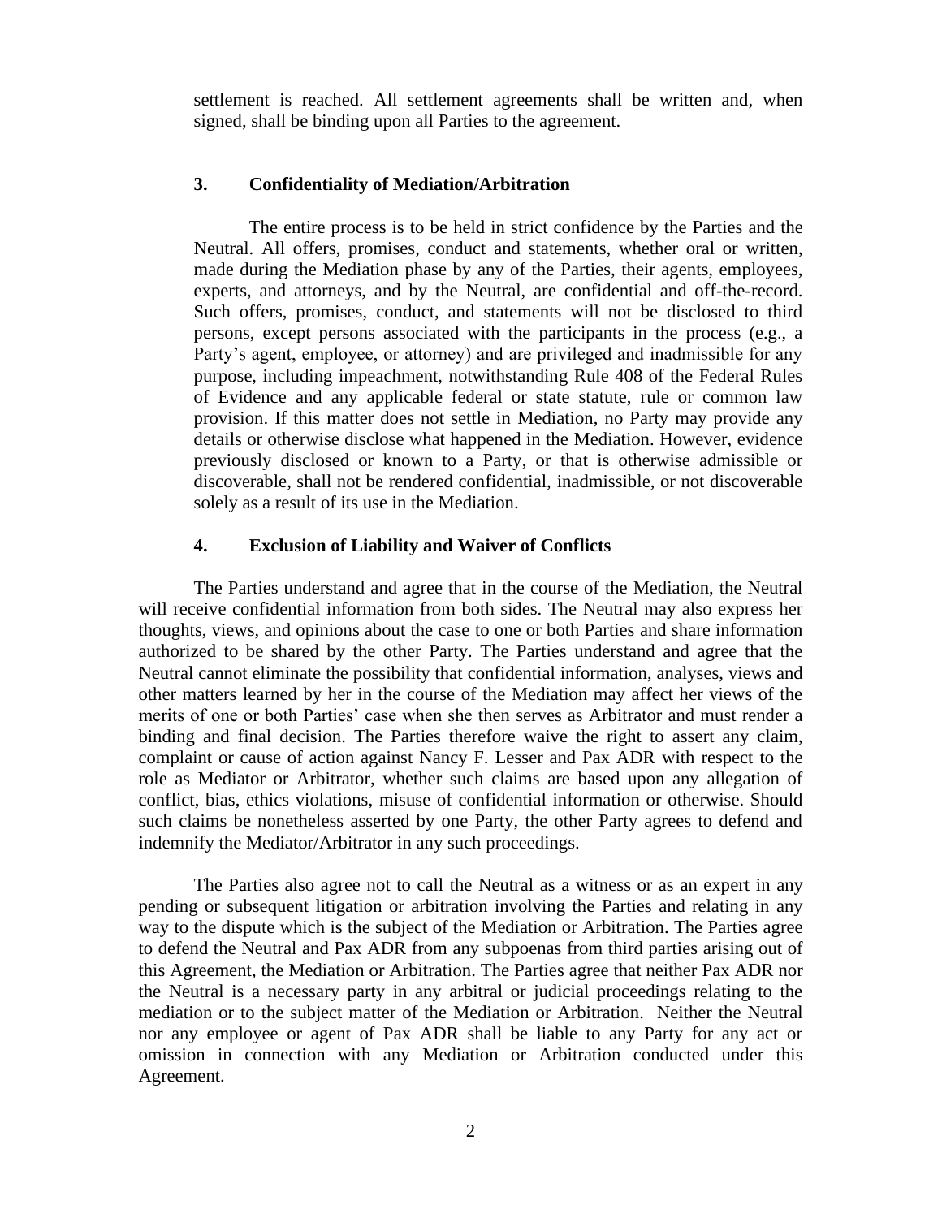settlement is reached. All settlement agreements shall be written and, when signed, shall be binding upon all Parties to the agreement.

### 3. Confidentiality of Mediation/Arbitration

The entire process is to be held in strict confidence by the Parties and the Neutral. All offers, promises, conduct and statements, whether oral or written, made during the Mediation phase by any of the Parties, their agents, employees, experts, and attorneys, and by the Neutral, are confidential and off-the-record. Such offers, promises, conduct, and statements will not be disclosed to third persons, except persons associated with the participants in the process (e.g., a Party's agent, employee, or attorney) and are privileged and inadmissible for any purpose, including impeachment, notwithstanding Rule 408 of the Federal Rules of Evidence and any applicable federal or state statute, rule or common law provision. If this matter does not settle in Mediation, no Party may provide any details or otherwise disclose what happened in the Mediation. However, evidence previously disclosed or known to a Party, or that is otherwise admissible or discoverable, shall not be rendered confidential, inadmissible, or not discoverable solely as a result of its use in the Mediation.

### 4. Exclusion of Liability and Waiver of Conflicts

The Parties understand and agree that in the course of the Mediation, the Neutral will receive confidential information from both sides. The Neutral may also express her thoughts, views, and opinions about the case to one or both Parties and share information authorized to be shared by the other Party. The Parties understand and agree that the Neutral cannot eliminate the possibility that confidential information, analyses, views and other matters learned by her in the course of the Mediation may affect her views of the merits of one or both Parties' case when she then serves as Arbitrator and must render a binding and final decision. The Parties therefore waive the right to assert any claim, complaint or cause of action against Nancy F. Lesser and Pax ADR with respect to the role as Mediator or Arbitrator, whether such claims are based upon any allegation of conflict, bias, ethics violations, misuse of confidential information or otherwise. Should such claims be nonetheless asserted by one Party, the other Party agrees to defend and indemnify the Mediator/Arbitrator in any such proceedings.

The Parties also agree not to call the Neutral as a witness or as an expert in any pending or subsequent litigation or arbitration involving the Parties and relating in any way to the dispute which is the subject of the Mediation or Arbitration. The Parties agree to defend the Neutral and Pax ADR from any subpoenas from third parties arising out of this Agreement, the Mediation or Arbitration. The Parties agree that neither Pax ADR nor the Neutral is a necessary party in any arbitral or judicial proceedings relating to the mediation or to the subject matter of the Mediation or Arbitration. Neither the Neutral nor any employee or agent of Pax ADR shall be liable to any Party for any act or omission in connection with any Mediation or Arbitration conducted under this Agreement.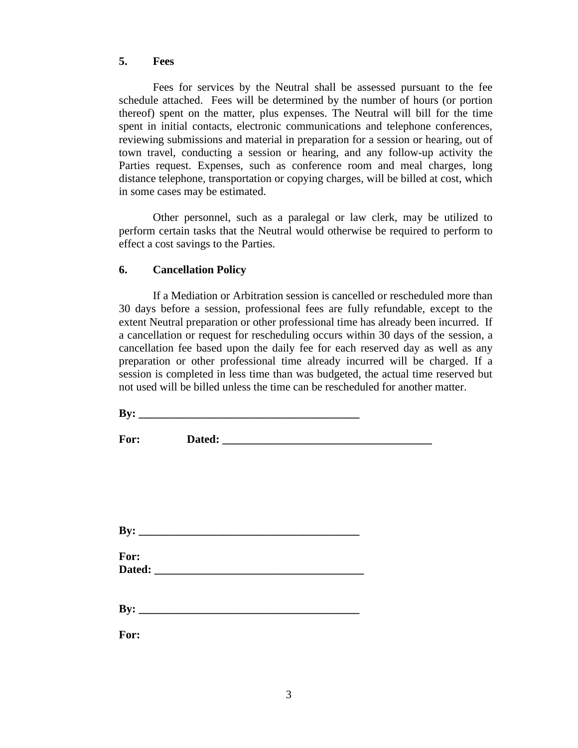**5. Fees**

Fees for services by the Neutral shall be assessed pursuant to the fee schedule attached. Fees will be determined by the number of hours (or portion thereof) spent on the matter, plus expenses. The Neutral will bill for the time spent in initial contacts, electronic communications and telephone conferences, reviewing submissions and material in preparation for a session or hearing, out of town travel, conducting a session or hearing, and any follow-up activity the Parties request. Expenses, such as conference room and meal charges, long distance telephone, transportation or copying charges, will be billed at cost, which in some cases may be estimated.

Other personnel, such as a paralegal or law clerk, may be utilized to perform certain tasks that the Neutral would otherwise be required to perform to effect a cost savings to the Parties.

**6. Cancellation Policy**

If a Mediation or Arbitration session is cancelled or rescheduled more than 30 days before a session, professional fees are fully refundable, except to the extent Neutral preparation or other professional time has already been incurred. If a cancellation or request for rescheduling occurs within 30 days of the session, a cancellation fee based upon the daily fee for each reserved day as well as any preparation or other professional time already incurred will be charged. If a session is completed in less time than was budgeted, the actual time reserved but not used will be billed unless the time can be rescheduled for another matter.

**By: ________________________________________**

**For: Dated: ______________________________________**

**By: ________________________________________**

**For:**
**Dated: ______________________________________**

**By: ________________________________________**

**For:**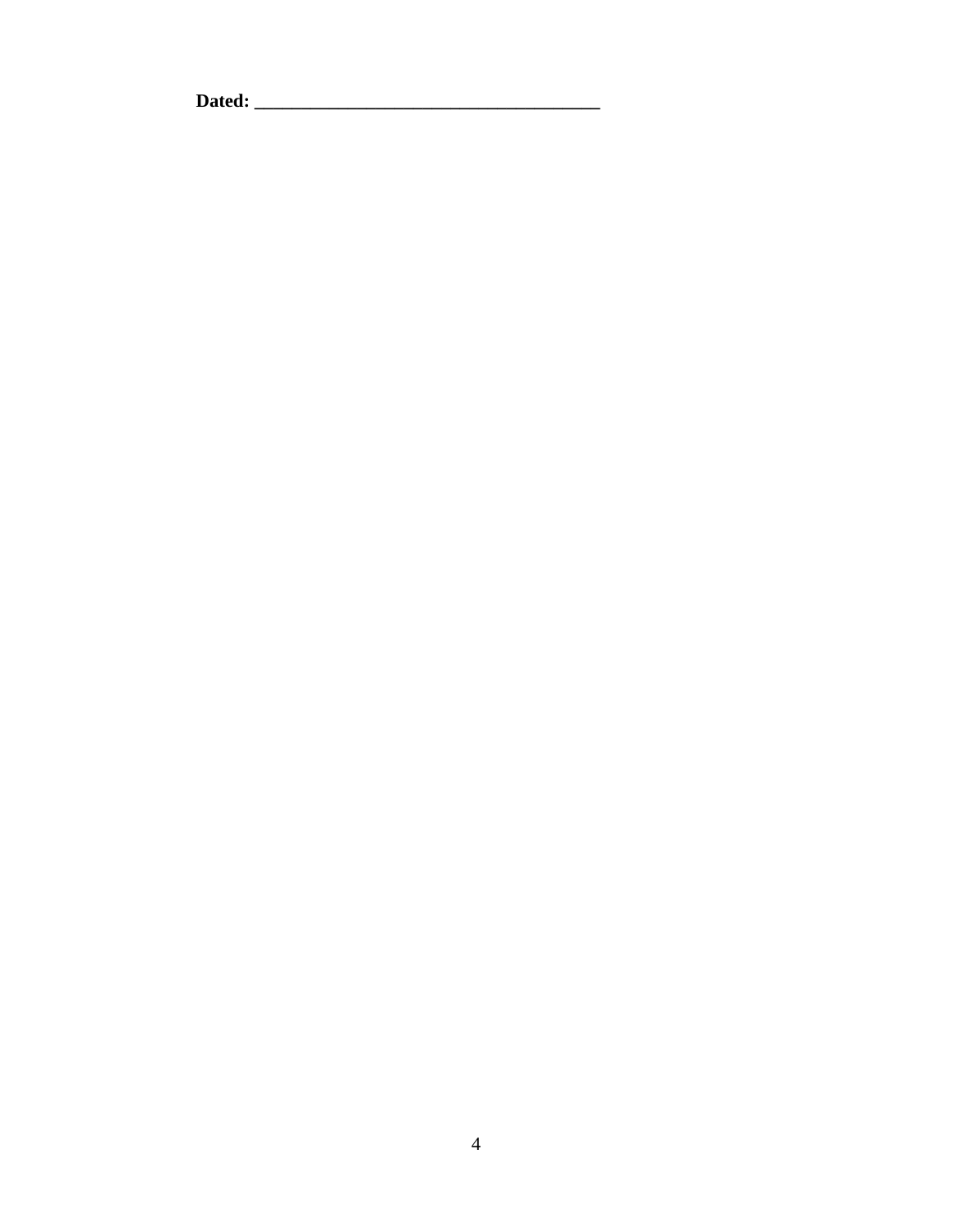**Dated: ______________________________________**